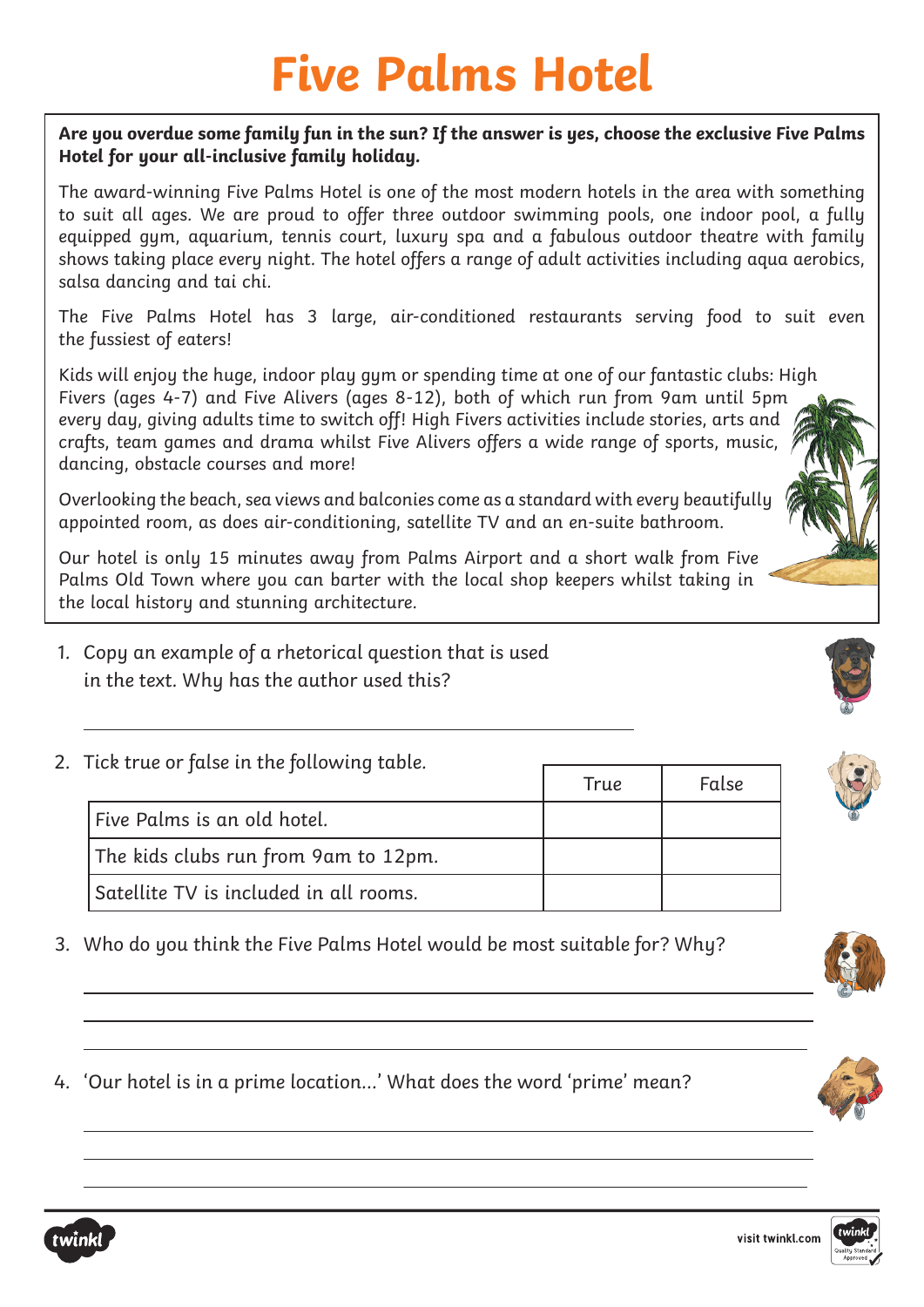# Five Palms Hotel

**Are you overdue some family fun in the sun? If the answer is yes, choose the exclusive Five Palms Hotel for your all-inclusive family holiday.**

The award-winning Five Palms Hotel is one of the most modern hotels in the area with something to suit all ages. We are proud to offer three outdoor swimming pools, one indoor pool, a fully equipped gym, aquarium, tennis court, luxury spa and a fabulous outdoor theatre with family shows taking place every night. The hotel offers a range of adult activities including aqua aerobics, salsa dancing and tai chi.

The Five Palms Hotel has 3 large, air-conditioned restaurants serving food to suit even the fussiest of eaters!

Kids will enjoy the huge, indoor play gym or spending time at one of our fantastic clubs: High Fivers (ages 4-7) and Five Alivers (ages 8-12), both of which run from 9am until 5pm every day, giving adults time to switch off! High Fivers activities include stories, arts and crafts, team games and drama whilst Five Alivers offers a wide range of sports, music, dancing, obstacle courses and more!

Overlooking the beach, sea views and balconies come as a standard with every beautifully appointed room, as does air-conditioning, satellite TV and an en-suite bathroom.

Our hotel is only 15 minutes away from Palms Airport and a short walk from Five Palms Old Town where you can barter with the local shop keepers whilst taking in the local history and stunning architecture.

1. Copy an example of a rhetorical question that is used in the text. Why has the author used this?

2. Tick true or false in the following table.

| | True | False |
|---|---|---|
| Five Palms is an old hotel. | | |
| The kids clubs run from 9am to 12pm. | | |
| Satellite TV is included in all rooms. | | |

3. Who do you think the Five Palms Hotel would be most suitable for? Why?

4. 'Our hotel is in a prime location...' What does the word 'prime' mean?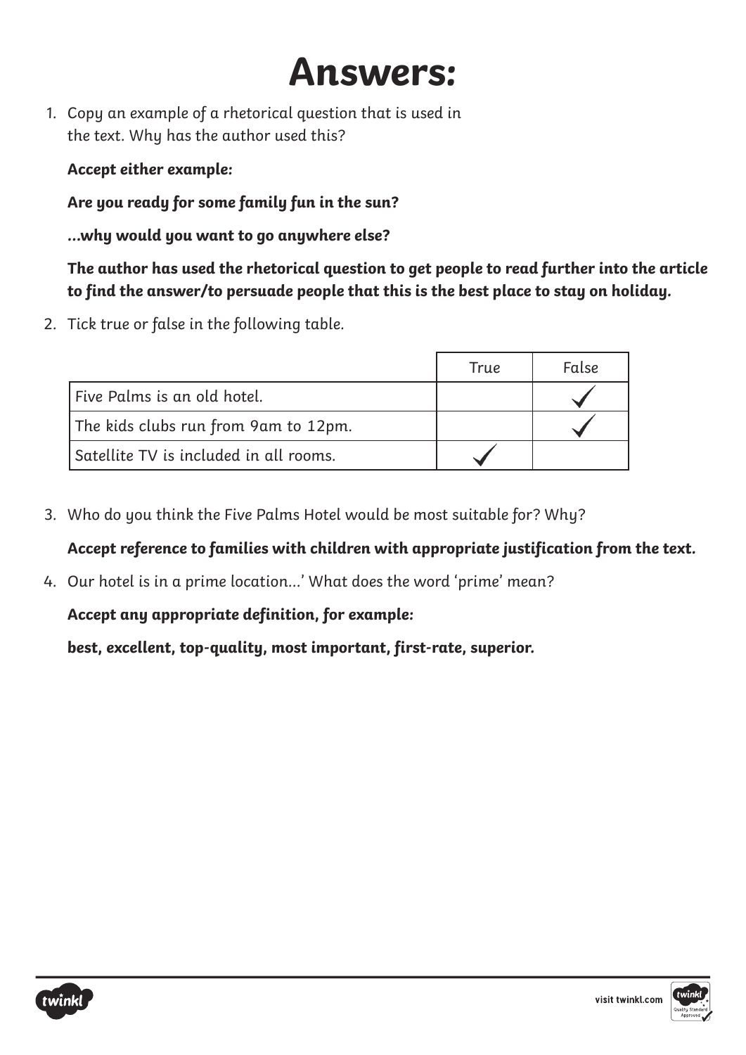# Answers:

1. Copy an example of a rhetorical question that is used in the text. Why has the author used this?

   **Accept either example:**

   **Are you ready for some family fun in the sun?**

   **...why would you want to go anywhere else?**

   **The author has used the rhetorical question to get people to read further into the article to find the answer/to persuade people that this is the best place to stay on holiday.**

2. Tick true or false in the following table.

| | True | False |
|---|---|---|
| Five Palms is an old hotel. | | ✓ |
| The kids clubs run from 9am to 12pm. | | ✓ |
| Satellite TV is included in all rooms. | ✓ | |

3. Who do you think the Five Palms Hotel would be most suitable for? Why?

   **Accept reference to families with children with appropriate justification from the text.**

4. Our hotel is in a prime location...' What does the word 'prime' mean?

   **Accept any appropriate definition, for example:**

   **best, excellent, top-quality, most important, first-rate, superior.**